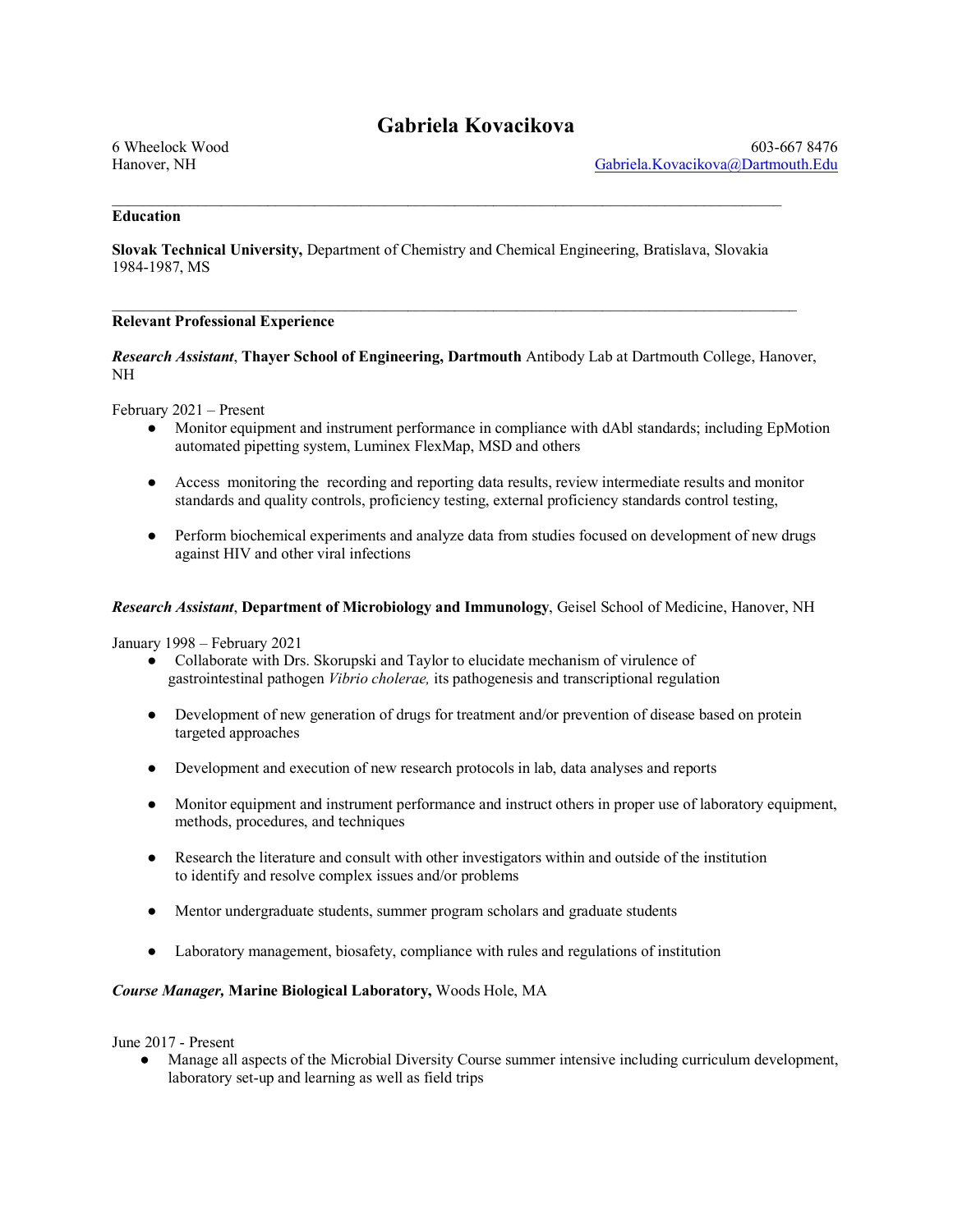# Gabriela Kovacikova

6 Wheelock Wood
Hanover, NH

603-667 8476
Gabriela.Kovacikova@Dartmouth.Edu

---

## Education

**Slovak Technical University,** Department of Chemistry and Chemical Engineering, Bratislava, Slovakia
1984-1987, MS

---

## Relevant Professional Experience

***Research Assistant***, **Thayer School of Engineering, Dartmouth** Antibody Lab at Dartmouth College, Hanover, NH

February 2021 – Present

- Monitor equipment and instrument performance in compliance with dAbl standards; including EpMotion automated pipetting system, Luminex FlexMap, MSD and others
- Access monitoring the recording and reporting data results, review intermediate results and monitor standards and quality controls, proficiency testing, external proficiency standards control testing,
- Perform biochemical experiments and analyze data from studies focused on development of new drugs against HIV and other viral infections

***Research Assistant***, **Department of Microbiology and Immunology**, Geisel School of Medicine, Hanover, NH

January 1998 – February 2021

- Collaborate with Drs. Skorupski and Taylor to elucidate mechanism of virulence of gastrointestinal pathogen *Vibrio cholerae,* its pathogenesis and transcriptional regulation
- Development of new generation of drugs for treatment and/or prevention of disease based on protein targeted approaches
- Development and execution of new research protocols in lab, data analyses and reports
- Monitor equipment and instrument performance and instruct others in proper use of laboratory equipment, methods, procedures, and techniques
- Research the literature and consult with other investigators within and outside of the institution to identify and resolve complex issues and/or problems
- Mentor undergraduate students, summer program scholars and graduate students
- Laboratory management, biosafety, compliance with rules and regulations of institution

***Course Manager,*** **Marine Biological Laboratory,** Woods Hole, MA

June 2017 - Present

- Manage all aspects of the Microbial Diversity Course summer intensive including curriculum development, laboratory set-up and learning as well as field trips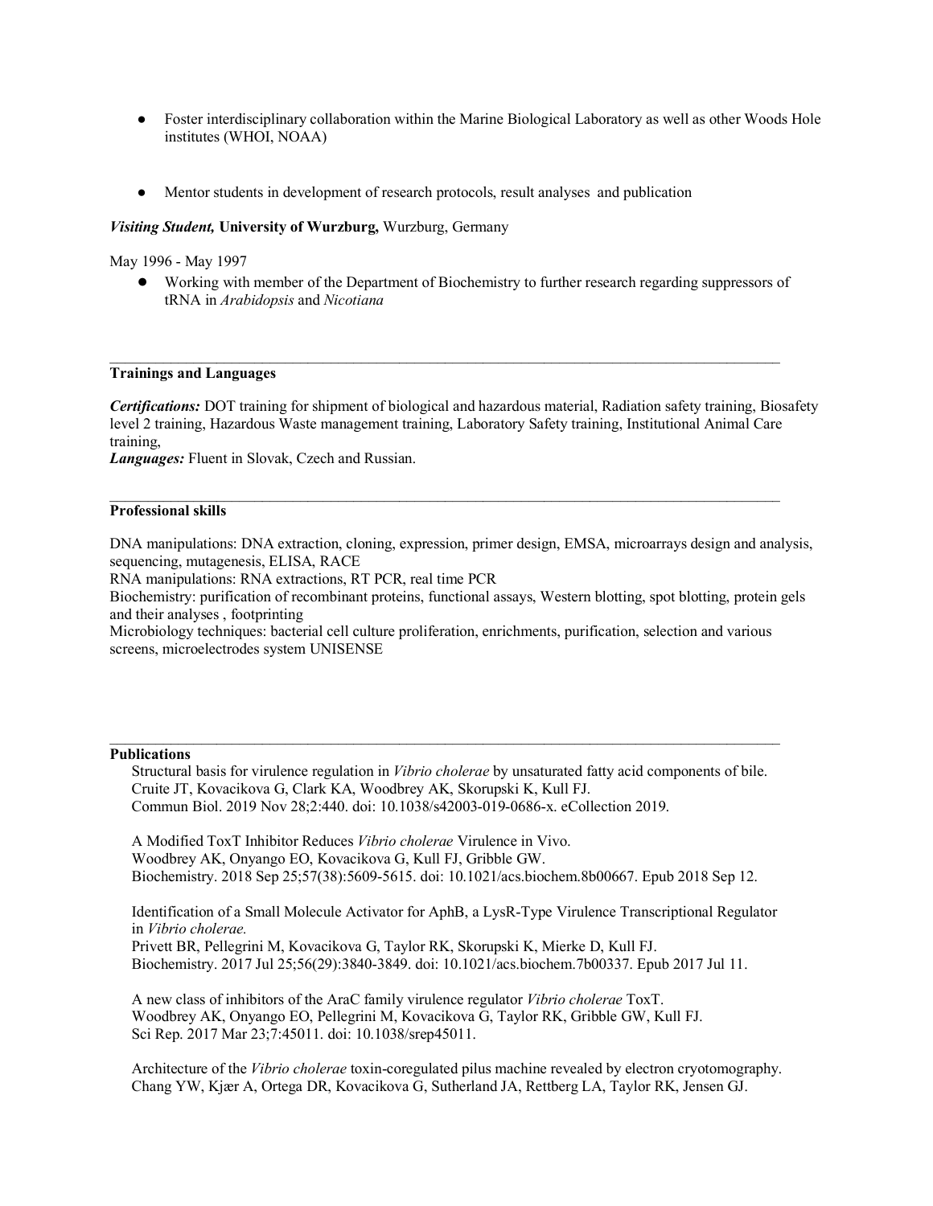- Foster interdisciplinary collaboration within the Marine Biological Laboratory as well as other Woods Hole institutes (WHOI, NOAA)

- Mentor students in development of research protocols, result analyses and publication

***Visiting Student,*** **University of Wurzburg,** Wurzburg, Germany

May 1996 - May 1997

- Working with member of the Department of Biochemistry to further research regarding suppressors of tRNA in *Arabidopsis* and *Nicotiana*

---

## Trainings and Languages

***Certifications:*** DOT training for shipment of biological and hazardous material, Radiation safety training, Biosafety level 2 training, Hazardous Waste management training, Laboratory Safety training, Institutional Animal Care training,

***Languages:*** Fluent in Slovak, Czech and Russian.

---

## Professional skills

DNA manipulations: DNA extraction, cloning, expression, primer design, EMSA, microarrays design and analysis, sequencing, mutagenesis, ELISA, RACE

RNA manipulations: RNA extractions, RT PCR, real time PCR

Biochemistry: purification of recombinant proteins, functional assays, Western blotting, spot blotting, protein gels and their analyses , footprinting

Microbiology techniques: bacterial cell culture proliferation, enrichments, purification, selection and various screens, microelectrodes system UNISENSE

---

## Publications

Structural basis for virulence regulation in *Vibrio cholerae* by unsaturated fatty acid components of bile.
Cruite JT, Kovacikova G, Clark KA, Woodbrey AK, Skorupski K, Kull FJ.
Commun Biol. 2019 Nov 28;2:440. doi: 10.1038/s42003-019-0686-x. eCollection 2019.

A Modified ToxT Inhibitor Reduces *Vibrio cholerae* Virulence in Vivo.
Woodbrey AK, Onyango EO, Kovacikova G, Kull FJ, Gribble GW.
Biochemistry. 2018 Sep 25;57(38):5609-5615. doi: 10.1021/acs.biochem.8b00667. Epub 2018 Sep 12.

Identification of a Small Molecule Activator for AphB, a LysR-Type Virulence Transcriptional Regulator in *Vibrio cholerae.*
Privett BR, Pellegrini M, Kovacikova G, Taylor RK, Skorupski K, Mierke D, Kull FJ.
Biochemistry. 2017 Jul 25;56(29):3840-3849. doi: 10.1021/acs.biochem.7b00337. Epub 2017 Jul 11.

A new class of inhibitors of the AraC family virulence regulator *Vibrio cholerae* ToxT.
Woodbrey AK, Onyango EO, Pellegrini M, Kovacikova G, Taylor RK, Gribble GW, Kull FJ.
Sci Rep. 2017 Mar 23;7:45011. doi: 10.1038/srep45011.

Architecture of the *Vibrio cholerae* toxin-coregulated pilus machine revealed by electron cryotomography.
Chang YW, Kjær A, Ortega DR, Kovacikova G, Sutherland JA, Rettberg LA, Taylor RK, Jensen GJ.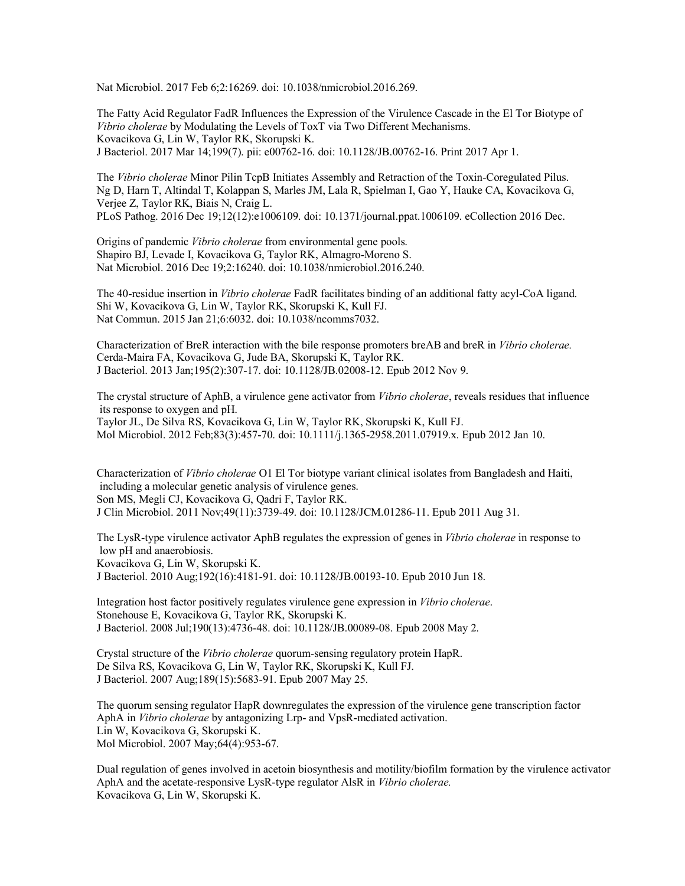Nat Microbiol. 2017 Feb 6;2:16269. doi: 10.1038/nmicrobiol.2016.269.

The Fatty Acid Regulator FadR Influences the Expression of the Virulence Cascade in the El Tor Biotype of *Vibrio cholerae* by Modulating the Levels of ToxT via Two Different Mechanisms.
Kovacikova G, Lin W, Taylor RK, Skorupski K.
J Bacteriol. 2017 Mar 14;199(7). pii: e00762-16. doi: 10.1128/JB.00762-16. Print 2017 Apr 1.

The *Vibrio cholerae* Minor Pilin TcpB Initiates Assembly and Retraction of the Toxin-Coregulated Pilus.
Ng D, Harn T, Altindal T, Kolappan S, Marles JM, Lala R, Spielman I, Gao Y, Hauke CA, Kovacikova G, Verjee Z, Taylor RK, Biais N, Craig L.
PLoS Pathog. 2016 Dec 19;12(12):e1006109. doi: 10.1371/journal.ppat.1006109. eCollection 2016 Dec.

Origins of pandemic *Vibrio cholerae* from environmental gene pools.
Shapiro BJ, Levade I, Kovacikova G, Taylor RK, Almagro-Moreno S.
Nat Microbiol. 2016 Dec 19;2:16240. doi: 10.1038/nmicrobiol.2016.240.

The 40-residue insertion in *Vibrio cholerae* FadR facilitates binding of an additional fatty acyl-CoA ligand.
Shi W, Kovacikova G, Lin W, Taylor RK, Skorupski K, Kull FJ.
Nat Commun. 2015 Jan 21;6:6032. doi: 10.1038/ncomms7032.

Characterization of BreR interaction with the bile response promoters breAB and breR in *Vibrio cholerae.*
Cerda-Maira FA, Kovacikova G, Jude BA, Skorupski K, Taylor RK.
J Bacteriol. 2013 Jan;195(2):307-17. doi: 10.1128/JB.02008-12. Epub 2012 Nov 9.

The crystal structure of AphB, a virulence gene activator from *Vibrio cholerae*, reveals residues that influence its response to oxygen and pH.
Taylor JL, De Silva RS, Kovacikova G, Lin W, Taylor RK, Skorupski K, Kull FJ.
Mol Microbiol. 2012 Feb;83(3):457-70. doi: 10.1111/j.1365-2958.2011.07919.x. Epub 2012 Jan 10.

Characterization of *Vibrio cholerae* O1 El Tor biotype variant clinical isolates from Bangladesh and Haiti, including a molecular genetic analysis of virulence genes.
Son MS, Megli CJ, Kovacikova G, Qadri F, Taylor RK.
J Clin Microbiol. 2011 Nov;49(11):3739-49. doi: 10.1128/JCM.01286-11. Epub 2011 Aug 31.

The LysR-type virulence activator AphB regulates the expression of genes in *Vibrio cholerae* in response to low pH and anaerobiosis.
Kovacikova G, Lin W, Skorupski K.
J Bacteriol. 2010 Aug;192(16):4181-91. doi: 10.1128/JB.00193-10. Epub 2010 Jun 18.

Integration host factor positively regulates virulence gene expression in *Vibrio cholerae*.
Stonehouse E, Kovacikova G, Taylor RK, Skorupski K.
J Bacteriol. 2008 Jul;190(13):4736-48. doi: 10.1128/JB.00089-08. Epub 2008 May 2.

Crystal structure of the *Vibrio cholerae* quorum-sensing regulatory protein HapR.
De Silva RS, Kovacikova G, Lin W, Taylor RK, Skorupski K, Kull FJ.
J Bacteriol. 2007 Aug;189(15):5683-91. Epub 2007 May 25.

The quorum sensing regulator HapR downregulates the expression of the virulence gene transcription factor AphA in *Vibrio cholerae* by antagonizing Lrp- and VpsR-mediated activation.
Lin W, Kovacikova G, Skorupski K.
Mol Microbiol. 2007 May;64(4):953-67.

Dual regulation of genes involved in acetoin biosynthesis and motility/biofilm formation by the virulence activator AphA and the acetate-responsive LysR-type regulator AlsR in *Vibrio cholerae.*
Kovacikova G, Lin W, Skorupski K.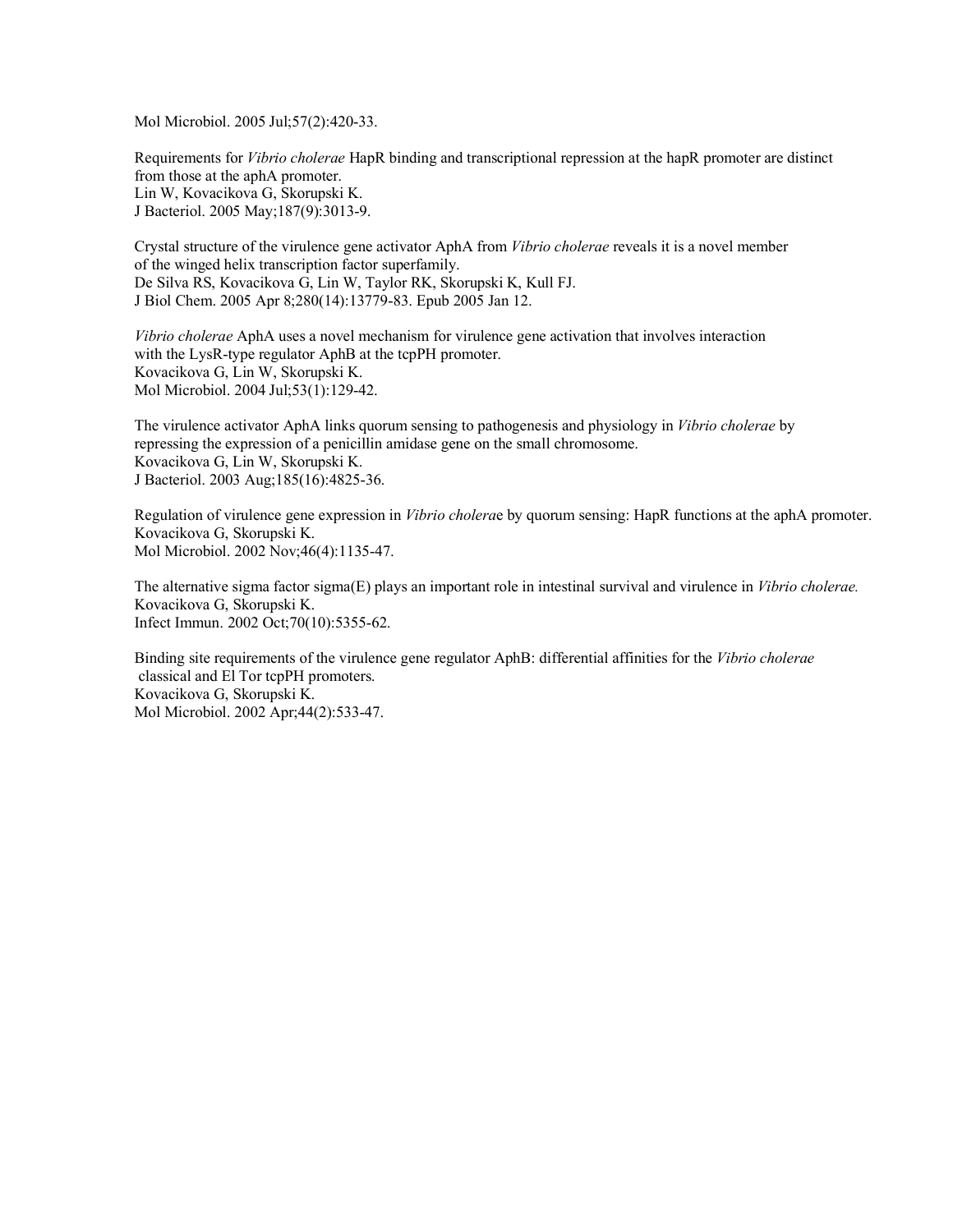Mol Microbiol. 2005 Jul;57(2):420-33.

Requirements for *Vibrio cholerae* HapR binding and transcriptional repression at the hapR promoter are distinct from those at the aphA promoter.
Lin W, Kovacikova G, Skorupski K.
J Bacteriol. 2005 May;187(9):3013-9.

Crystal structure of the virulence gene activator AphA from *Vibrio cholerae* reveals it is a novel member of the winged helix transcription factor superfamily.
De Silva RS, Kovacikova G, Lin W, Taylor RK, Skorupski K, Kull FJ.
J Biol Chem. 2005 Apr 8;280(14):13779-83. Epub 2005 Jan 12.

*Vibrio cholerae* AphA uses a novel mechanism for virulence gene activation that involves interaction with the LysR-type regulator AphB at the tcpPH promoter.
Kovacikova G, Lin W, Skorupski K.
Mol Microbiol. 2004 Jul;53(1):129-42.

The virulence activator AphA links quorum sensing to pathogenesis and physiology in *Vibrio cholerae* by repressing the expression of a penicillin amidase gene on the small chromosome.
Kovacikova G, Lin W, Skorupski K.
J Bacteriol. 2003 Aug;185(16):4825-36.

Regulation of virulence gene expression in *Vibrio cholera*e by quorum sensing: HapR functions at the aphA promoter.
Kovacikova G, Skorupski K.
Mol Microbiol. 2002 Nov;46(4):1135-47.

The alternative sigma factor sigma(E) plays an important role in intestinal survival and virulence in *Vibrio cholerae.*
Kovacikova G, Skorupski K.
Infect Immun. 2002 Oct;70(10):5355-62.

Binding site requirements of the virulence gene regulator AphB: differential affinities for the *Vibrio cholerae* classical and El Tor tcpPH promoters.
Kovacikova G, Skorupski K.
Mol Microbiol. 2002 Apr;44(2):533-47.